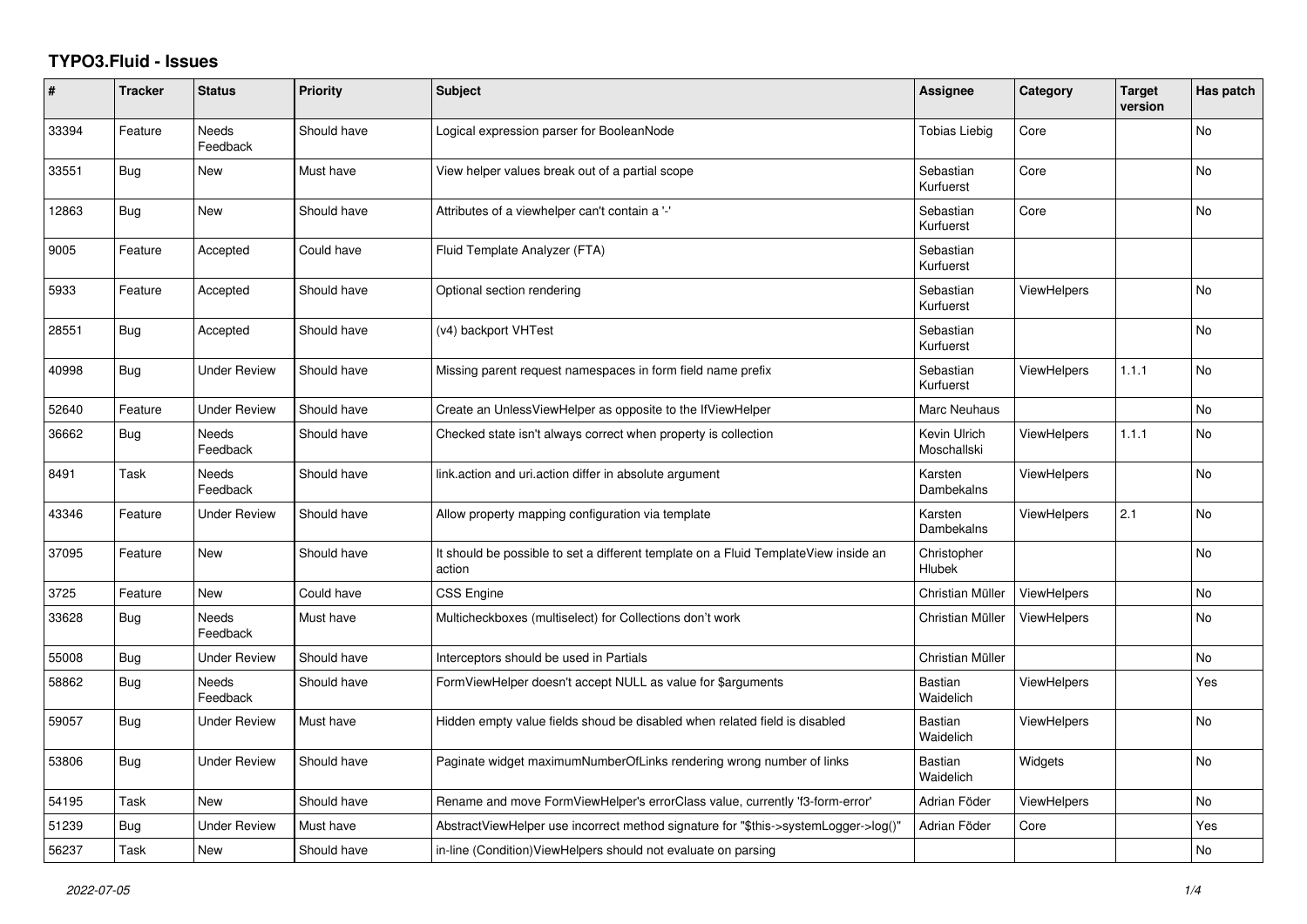# TYPO3.Fluid - Issues

| # | Tracker | Status | Priority | Subject | Assignee | Category | Target version | Has patch |
|---|---|---|---|---|---|---|---|---|
| 33394 | Feature | Needs Feedback | Should have | Logical expression parser for BooleanNode | Tobias Liebig | Core | | No |
| 33551 | Bug | New | Must have | View helper values break out of a partial scope | Sebastian Kurfuerst | Core | | No |
| 12863 | Bug | New | Should have | Attributes of a viewhelper can't contain a '-' | Sebastian Kurfuerst | Core | | No |
| 9005 | Feature | Accepted | Could have | Fluid Template Analyzer (FTA) | Sebastian Kurfuerst | | | |
| 5933 | Feature | Accepted | Should have | Optional section rendering | Sebastian Kurfuerst | ViewHelpers | | No |
| 28551 | Bug | Accepted | Should have | (v4) backport VHTest | Sebastian Kurfuerst | | | No |
| 40998 | Bug | Under Review | Should have | Missing parent request namespaces in form field name prefix | Sebastian Kurfuerst | ViewHelpers | 1.1.1 | No |
| 52640 | Feature | Under Review | Should have | Create an UnlessViewHelper as opposite to the IfViewHelper | Marc Neuhaus | | | No |
| 36662 | Bug | Needs Feedback | Should have | Checked state isn't always correct when property is collection | Kevin Ulrich Moschallski | ViewHelpers | 1.1.1 | No |
| 8491 | Task | Needs Feedback | Should have | link.action and uri.action differ in absolute argument | Karsten Dambekalns | ViewHelpers | | No |
| 43346 | Feature | Under Review | Should have | Allow property mapping configuration via template | Karsten Dambekalns | ViewHelpers | 2.1 | No |
| 37095 | Feature | New | Should have | It should be possible to set a different template on a Fluid TemplateView inside an action | Christopher Hlubek | | | No |
| 3725 | Feature | New | Could have | CSS Engine | Christian Müller | ViewHelpers | | No |
| 33628 | Bug | Needs Feedback | Must have | Multicheckboxes (multiselect) for Collections don't work | Christian Müller | ViewHelpers | | No |
| 55008 | Bug | Under Review | Should have | Interceptors should be used in Partials | Christian Müller | | | No |
| 58862 | Bug | Needs Feedback | Should have | FormViewHelper doesn't accept NULL as value for $arguments | Bastian Waidelich | ViewHelpers | | Yes |
| 59057 | Bug | Under Review | Must have | Hidden empty value fields shoud be disabled when related field is disabled | Bastian Waidelich | ViewHelpers | | No |
| 53806 | Bug | Under Review | Should have | Paginate widget maximumNumberOfLinks rendering wrong number of links | Bastian Waidelich | Widgets | | No |
| 54195 | Task | New | Should have | Rename and move FormViewHelper's errorClass value, currently 'f3-form-error' | Adrian Föder | ViewHelpers | | No |
| 51239 | Bug | Under Review | Must have | AbstractViewHelper use incorrect method signature for "$this->systemLogger->log()" | Adrian Föder | Core | | Yes |
| 56237 | Task | New | Should have | in-line (Condition)ViewHelpers should not evaluate on parsing | | | | No |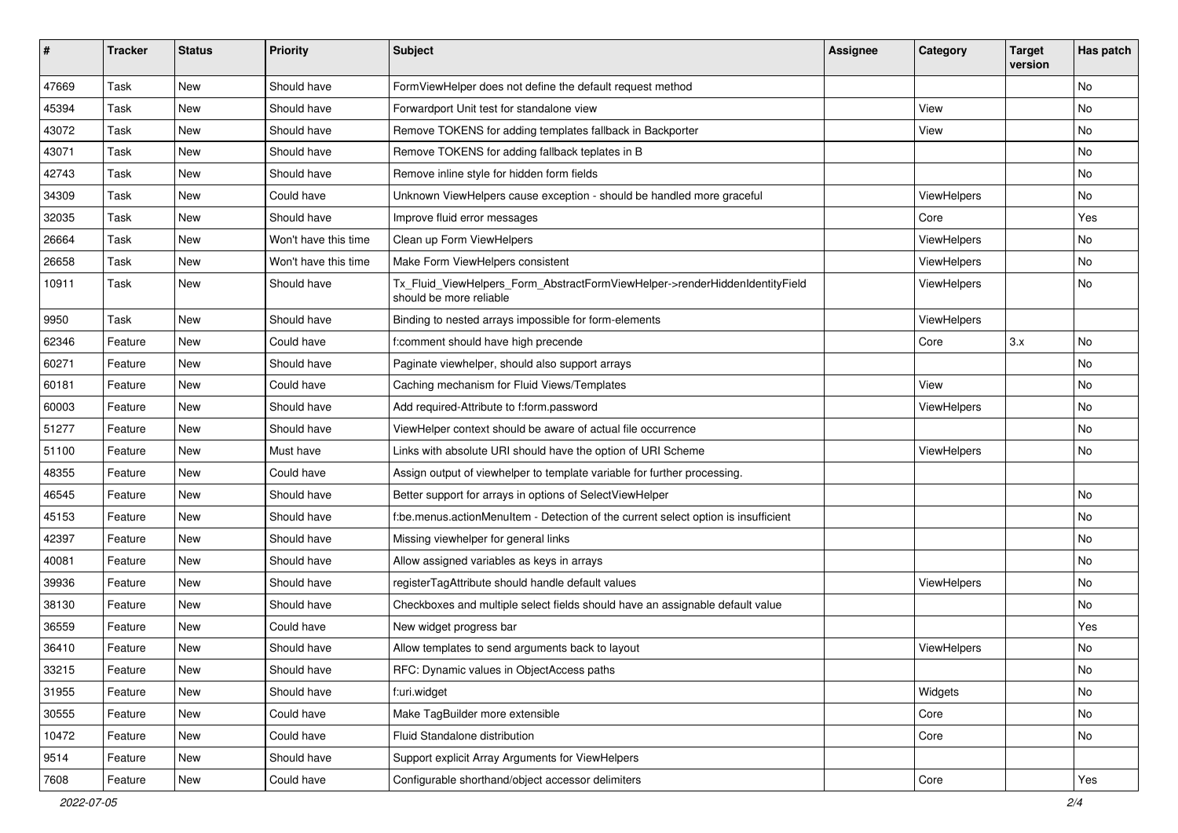| # | Tracker | Status | Priority | Subject | Assignee | Category | Target version | Has patch |
|---|---|---|---|---|---|---|---|---|
| 47669 | Task | New | Should have | FormViewHelper does not define the default request method | | | | No |
| 45394 | Task | New | Should have | Forwardport Unit test for standalone view | | View | | No |
| 43072 | Task | New | Should have | Remove TOKENS for adding templates fallback in Backporter | | View | | No |
| 43071 | Task | New | Should have | Remove TOKENS for adding fallback teplates in B | | | | No |
| 42743 | Task | New | Should have | Remove inline style for hidden form fields | | | | No |
| 34309 | Task | New | Could have | Unknown ViewHelpers cause exception - should be handled more graceful | | ViewHelpers | | No |
| 32035 | Task | New | Should have | Improve fluid error messages | | Core | | Yes |
| 26664 | Task | New | Won't have this time | Clean up Form ViewHelpers | | ViewHelpers | | No |
| 26658 | Task | New | Won't have this time | Make Form ViewHelpers consistent | | ViewHelpers | | No |
| 10911 | Task | New | Should have | Tx_Fluid_ViewHelpers_Form_AbstractFormViewHelper->renderHiddenIdentityField should be more reliable | | ViewHelpers | | No |
| 9950 | Task | New | Should have | Binding to nested arrays impossible for form-elements | | ViewHelpers | | |
| 62346 | Feature | New | Could have | f:comment should have high precende | | Core | 3.x | No |
| 60271 | Feature | New | Should have | Paginate viewhelper, should also support arrays | | | | No |
| 60181 | Feature | New | Could have | Caching mechanism for Fluid Views/Templates | | View | | No |
| 60003 | Feature | New | Should have | Add required-Attribute to f:form.password | | ViewHelpers | | No |
| 51277 | Feature | New | Should have | ViewHelper context should be aware of actual file occurrence | | | | No |
| 51100 | Feature | New | Must have | Links with absolute URI should have the option of URI Scheme | | ViewHelpers | | No |
| 48355 | Feature | New | Could have | Assign output of viewhelper to template variable for further processing. | | | | |
| 46545 | Feature | New | Should have | Better support for arrays in options of SelectViewHelper | | | | No |
| 45153 | Feature | New | Should have | f:be.menus.actionMenuItem - Detection of the current select option is insufficient | | | | No |
| 42397 | Feature | New | Should have | Missing viewhelper for general links | | | | No |
| 40081 | Feature | New | Should have | Allow assigned variables as keys in arrays | | | | No |
| 39936 | Feature | New | Should have | registerTagAttribute should handle default values | | ViewHelpers | | No |
| 38130 | Feature | New | Should have | Checkboxes and multiple select fields should have an assignable default value | | | | No |
| 36559 | Feature | New | Could have | New widget progress bar | | | | Yes |
| 36410 | Feature | New | Should have | Allow templates to send arguments back to layout | | ViewHelpers | | No |
| 33215 | Feature | New | Should have | RFC: Dynamic values in ObjectAccess paths | | | | No |
| 31955 | Feature | New | Should have | f:uri.widget | | Widgets | | No |
| 30555 | Feature | New | Could have | Make TagBuilder more extensible | | Core | | No |
| 10472 | Feature | New | Could have | Fluid Standalone distribution | | Core | | No |
| 9514 | Feature | New | Should have | Support explicit Array Arguments for ViewHelpers | | | | |
| 7608 | Feature | New | Could have | Configurable shorthand/object accessor delimiters | | Core | | Yes |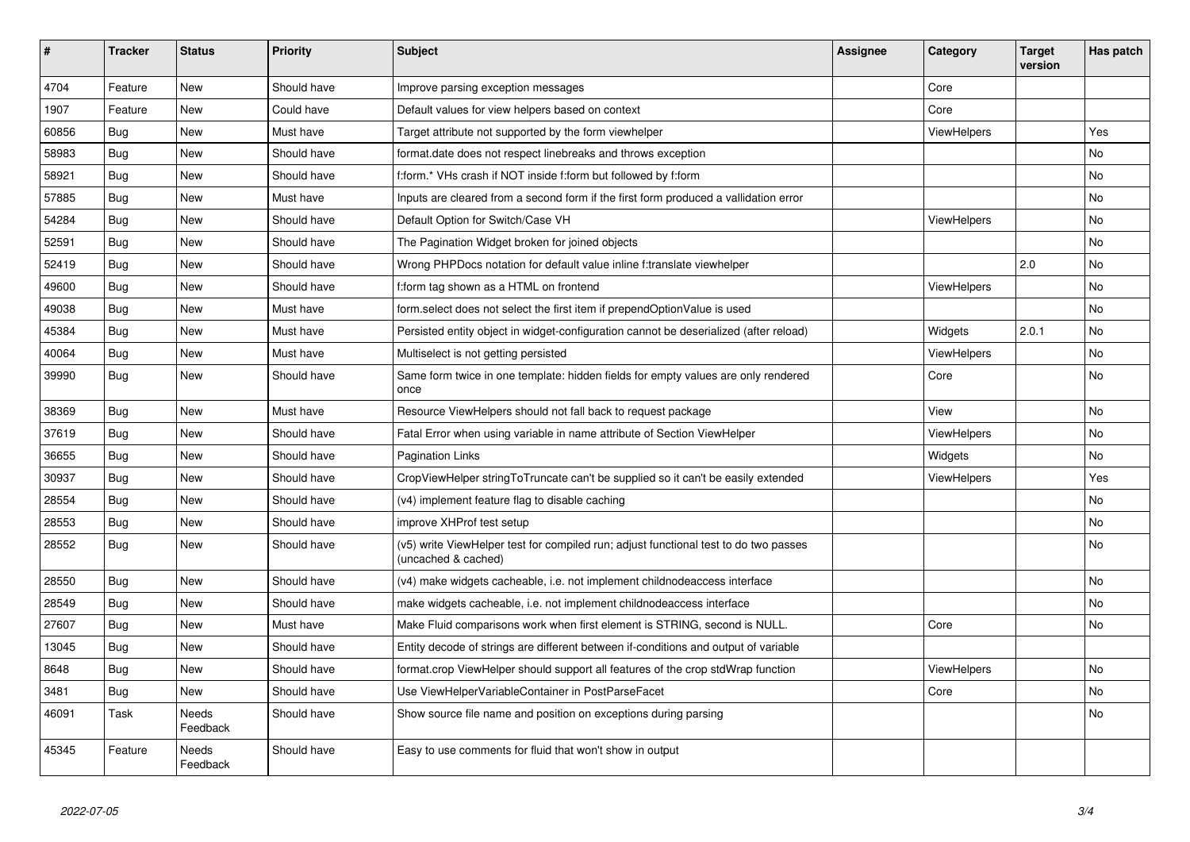| # | Tracker | Status | Priority | Subject | Assignee | Category | Target version | Has patch |
|---|---|---|---|---|---|---|---|---|
| 4704 | Feature | New | Should have | Improve parsing exception messages | | Core | | |
| 1907 | Feature | New | Could have | Default values for view helpers based on context | | Core | | |
| 60856 | Bug | New | Must have | Target attribute not supported by the form viewhelper | | ViewHelpers | | Yes |
| 58983 | Bug | New | Should have | format.date does not respect linebreaks and throws exception | | | | No |
| 58921 | Bug | New | Should have | f:form.* VHs crash if NOT inside f:form but followed by f:form | | | | No |
| 57885 | Bug | New | Must have | Inputs are cleared from a second form if the first form produced a vallidation error | | | | No |
| 54284 | Bug | New | Should have | Default Option for Switch/Case VH | | ViewHelpers | | No |
| 52591 | Bug | New | Should have | The Pagination Widget broken for joined objects | | | | No |
| 52419 | Bug | New | Should have | Wrong PHPDocs notation for default value inline f:translate viewhelper | | | 2.0 | No |
| 49600 | Bug | New | Should have | f:form tag shown as a HTML on frontend | | ViewHelpers | | No |
| 49038 | Bug | New | Must have | form.select does not select the first item if prependOptionValue is used | | | | No |
| 45384 | Bug | New | Must have | Persisted entity object in widget-configuration cannot be deserialized (after reload) | | Widgets | 2.0.1 | No |
| 40064 | Bug | New | Must have | Multiselect is not getting persisted | | ViewHelpers | | No |
| 39990 | Bug | New | Should have | Same form twice in one template: hidden fields for empty values are only rendered once | | Core | | No |
| 38369 | Bug | New | Must have | Resource ViewHelpers should not fall back to request package | | View | | No |
| 37619 | Bug | New | Should have | Fatal Error when using variable in name attribute of Section ViewHelper | | ViewHelpers | | No |
| 36655 | Bug | New | Should have | Pagination Links | | Widgets | | No |
| 30937 | Bug | New | Should have | CropViewHelper stringToTruncate can't be supplied so it can't be easily extended | | ViewHelpers | | Yes |
| 28554 | Bug | New | Should have | (v4) implement feature flag to disable caching | | | | No |
| 28553 | Bug | New | Should have | improve XHProf test setup | | | | No |
| 28552 | Bug | New | Should have | (v5) write ViewHelper test for compiled run; adjust functional test to do two passes (uncached & cached) | | | | No |
| 28550 | Bug | New | Should have | (v4) make widgets cacheable, i.e. not implement childnodeaccess interface | | | | No |
| 28549 | Bug | New | Should have | make widgets cacheable, i.e. not implement childnodeaccess interface | | | | No |
| 27607 | Bug | New | Must have | Make Fluid comparisons work when first element is STRING, second is NULL. | | Core | | No |
| 13045 | Bug | New | Should have | Entity decode of strings are different between if-conditions and output of variable | | | | |
| 8648 | Bug | New | Should have | format.crop ViewHelper should support all features of the crop stdWrap function | | ViewHelpers | | No |
| 3481 | Bug | New | Should have | Use ViewHelperVariableContainer in PostParseFacet | | Core | | No |
| 46091 | Task | Needs Feedback | Should have | Show source file name and position on exceptions during parsing | | | | No |
| 45345 | Feature | Needs Feedback | Should have | Easy to use comments for fluid that won't show in output | | | | |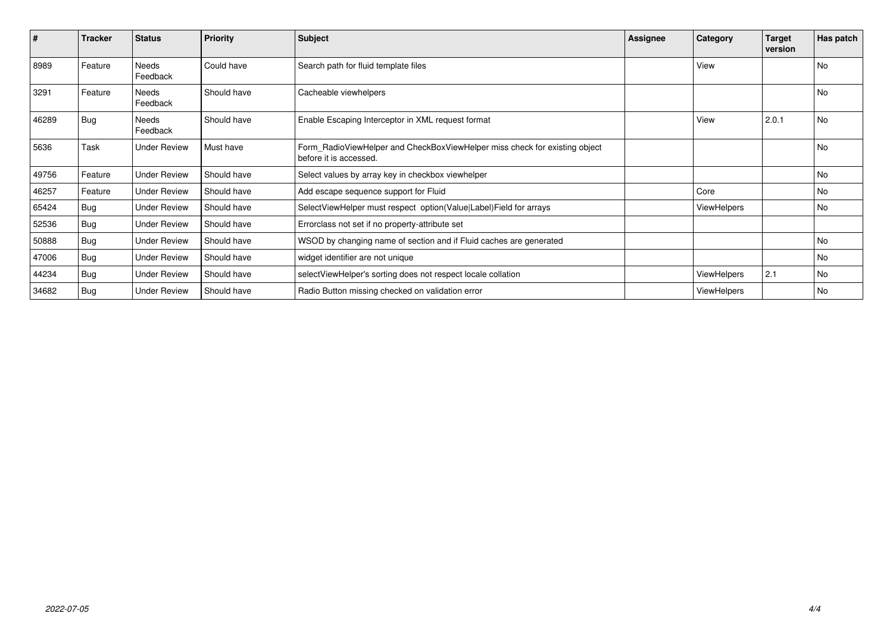| # | Tracker | Status | Priority | Subject | Assignee | Category | Target version | Has patch |
|---|---|---|---|---|---|---|---|---|
| 8989 | Feature | Needs Feedback | Could have | Search path for fluid template files | | View | | No |
| 3291 | Feature | Needs Feedback | Should have | Cacheable viewhelpers | | | | No |
| 46289 | Bug | Needs Feedback | Should have | Enable Escaping Interceptor in XML request format | | View | 2.0.1 | No |
| 5636 | Task | Under Review | Must have | Form_RadioViewHelper and CheckBoxViewHelper miss check for existing object before it is accessed. | | | | No |
| 49756 | Feature | Under Review | Should have | Select values by array key in checkbox viewhelper | | | | No |
| 46257 | Feature | Under Review | Should have | Add escape sequence support for Fluid | | Core | | No |
| 65424 | Bug | Under Review | Should have | SelectViewHelper must respect option(Value\|Label)Field for arrays | | ViewHelpers | | No |
| 52536 | Bug | Under Review | Should have | Errorclass not set if no property-attribute set | | | | |
| 50888 | Bug | Under Review | Should have | WSOD by changing name of section and if Fluid caches are generated | | | | No |
| 47006 | Bug | Under Review | Should have | widget identifier are not unique | | | | No |
| 44234 | Bug | Under Review | Should have | selectViewHelper's sorting does not respect locale collation | | ViewHelpers | 2.1 | No |
| 34682 | Bug | Under Review | Should have | Radio Button missing checked on validation error | | ViewHelpers | | No |

*2022-07-05*